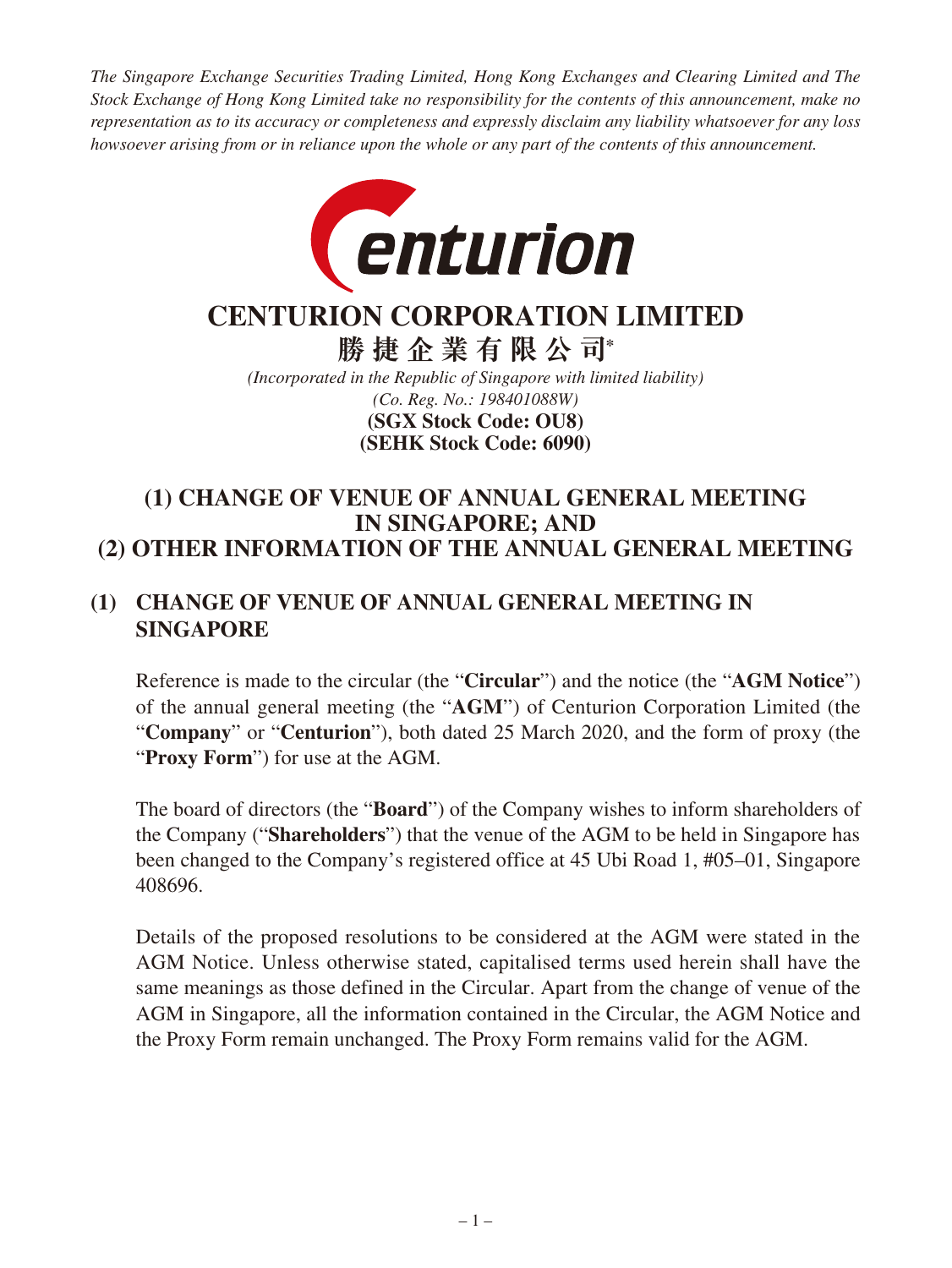*The Singapore Exchange Securities Trading Limited, Hong Kong Exchanges and Clearing Limited and The Stock Exchange of Hong Kong Limited take no responsibility for the contents of this announcement, make no representation as to its accuracy or completeness and expressly disclaim any liability whatsoever for any loss howsoever arising from or in reliance upon the whole or any part of the contents of this announcement.*

# CENTURION CORPORATION LIMITED

**勝捷企業有限公司***

*(Incorporated in the Republic of Singapore with limited liability)*
*(Co. Reg. No.: 198401088W)*
**(SGX Stock Code: OU8)**
**(SEHK Stock Code: 6090)**

## (1) CHANGE OF VENUE OF ANNUAL GENERAL MEETING IN SINGAPORE; AND (2) OTHER INFORMATION OF THE ANNUAL GENERAL MEETING

### (1) CHANGE OF VENUE OF ANNUAL GENERAL MEETING IN SINGAPORE

Reference is made to the circular (the "**Circular**") and the notice (the "**AGM Notice**") of the annual general meeting (the "**AGM**") of Centurion Corporation Limited (the "**Company**" or "**Centurion**"), both dated 25 March 2020, and the form of proxy (the "**Proxy Form**") for use at the AGM.

The board of directors (the "**Board**") of the Company wishes to inform shareholders of the Company ("**Shareholders**") that the venue of the AGM to be held in Singapore has been changed to the Company's registered office at 45 Ubi Road 1, #05–01, Singapore 408696.

Details of the proposed resolutions to be considered at the AGM were stated in the AGM Notice. Unless otherwise stated, capitalised terms used herein shall have the same meanings as those defined in the Circular. Apart from the change of venue of the AGM in Singapore, all the information contained in the Circular, the AGM Notice and the Proxy Form remain unchanged. The Proxy Form remains valid for the AGM.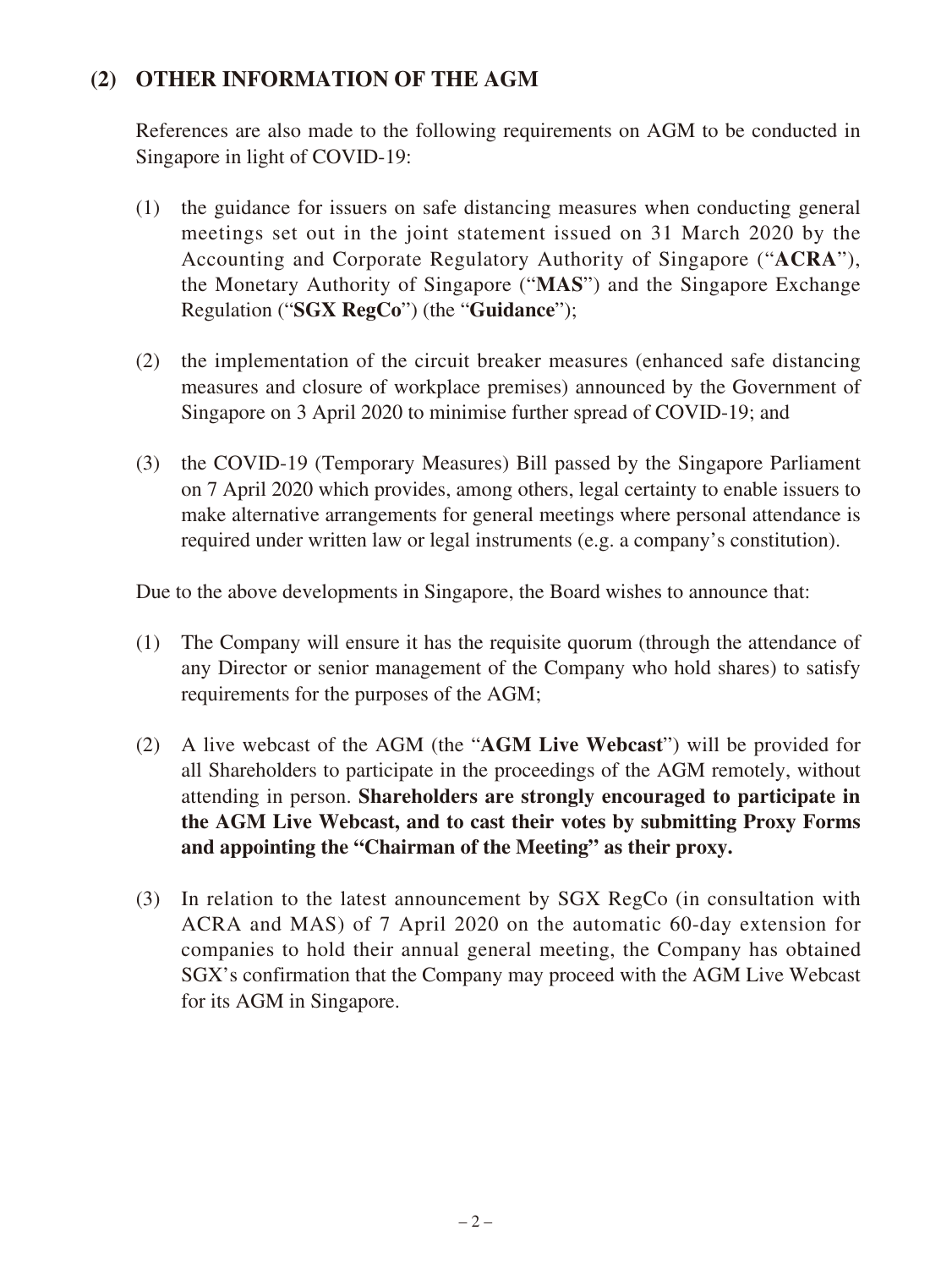## (2) OTHER INFORMATION OF THE AGM

References are also made to the following requirements on AGM to be conducted in Singapore in light of COVID-19:

(1) the guidance for issuers on safe distancing measures when conducting general meetings set out in the joint statement issued on 31 March 2020 by the Accounting and Corporate Regulatory Authority of Singapore ("**ACRA**"), the Monetary Authority of Singapore ("**MAS**") and the Singapore Exchange Regulation ("**SGX RegCo**") (the "**Guidance**");

(2) the implementation of the circuit breaker measures (enhanced safe distancing measures and closure of workplace premises) announced by the Government of Singapore on 3 April 2020 to minimise further spread of COVID-19; and

(3) the COVID-19 (Temporary Measures) Bill passed by the Singapore Parliament on 7 April 2020 which provides, among others, legal certainty to enable issuers to make alternative arrangements for general meetings where personal attendance is required under written law or legal instruments (e.g. a company's constitution).

Due to the above developments in Singapore, the Board wishes to announce that:

(1) The Company will ensure it has the requisite quorum (through the attendance of any Director or senior management of the Company who hold shares) to satisfy requirements for the purposes of the AGM;

(2) A live webcast of the AGM (the "**AGM Live Webcast**") will be provided for all Shareholders to participate in the proceedings of the AGM remotely, without attending in person. **Shareholders are strongly encouraged to participate in the AGM Live Webcast, and to cast their votes by submitting Proxy Forms and appointing the "Chairman of the Meeting" as their proxy.**

(3) In relation to the latest announcement by SGX RegCo (in consultation with ACRA and MAS) of 7 April 2020 on the automatic 60-day extension for companies to hold their annual general meeting, the Company has obtained SGX's confirmation that the Company may proceed with the AGM Live Webcast for its AGM in Singapore.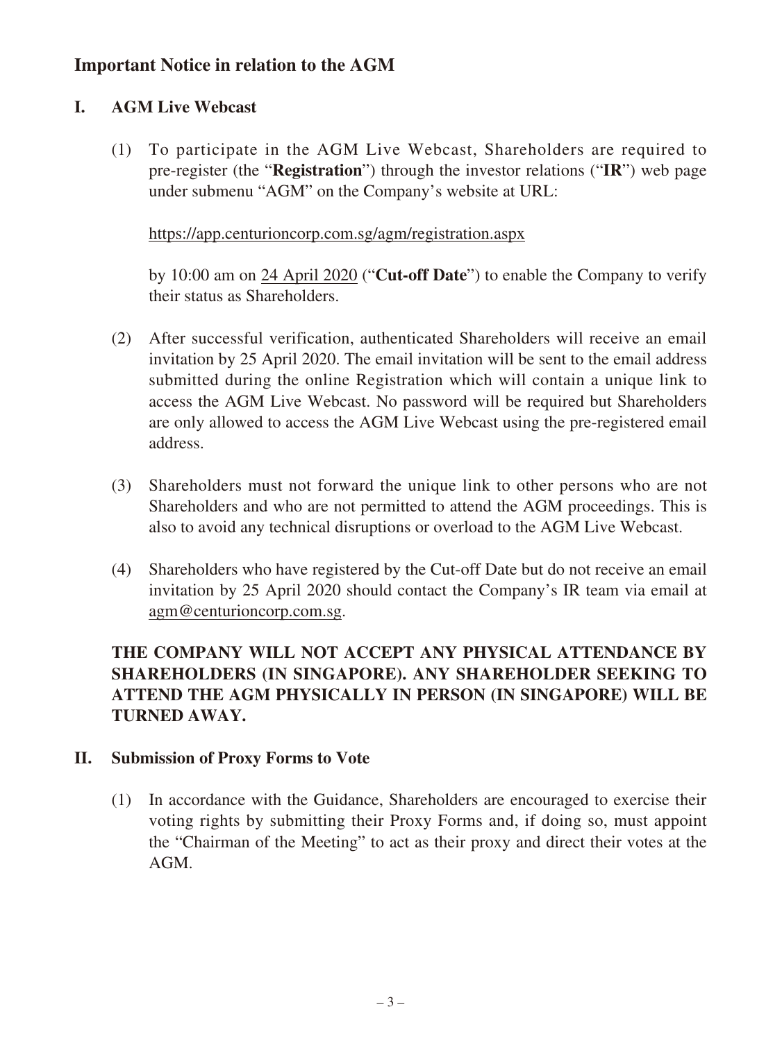## Important Notice in relation to the AGM

### I. AGM Live Webcast

(1) To participate in the AGM Live Webcast, Shareholders are required to pre-register (the "**Registration**") through the investor relations ("**IR**") web page under submenu "AGM" on the Company's website at URL:

https://app.centurioncorp.com.sg/agm/registration.aspx

by 10:00 am on 24 April 2020 ("**Cut-off Date**") to enable the Company to verify their status as Shareholders.

(2) After successful verification, authenticated Shareholders will receive an email invitation by 25 April 2020. The email invitation will be sent to the email address submitted during the online Registration which will contain a unique link to access the AGM Live Webcast. No password will be required but Shareholders are only allowed to access the AGM Live Webcast using the pre-registered email address.

(3) Shareholders must not forward the unique link to other persons who are not Shareholders and who are not permitted to attend the AGM proceedings. This is also to avoid any technical disruptions or overload to the AGM Live Webcast.

(4) Shareholders who have registered by the Cut-off Date but do not receive an email invitation by 25 April 2020 should contact the Company's IR team via email at agm@centurioncorp.com.sg.

**THE COMPANY WILL NOT ACCEPT ANY PHYSICAL ATTENDANCE BY SHAREHOLDERS (IN SINGAPORE). ANY SHAREHOLDER SEEKING TO ATTEND THE AGM PHYSICALLY IN PERSON (IN SINGAPORE) WILL BE TURNED AWAY.**

### II. Submission of Proxy Forms to Vote

(1) In accordance with the Guidance, Shareholders are encouraged to exercise their voting rights by submitting their Proxy Forms and, if doing so, must appoint the "Chairman of the Meeting" to act as their proxy and direct their votes at the AGM.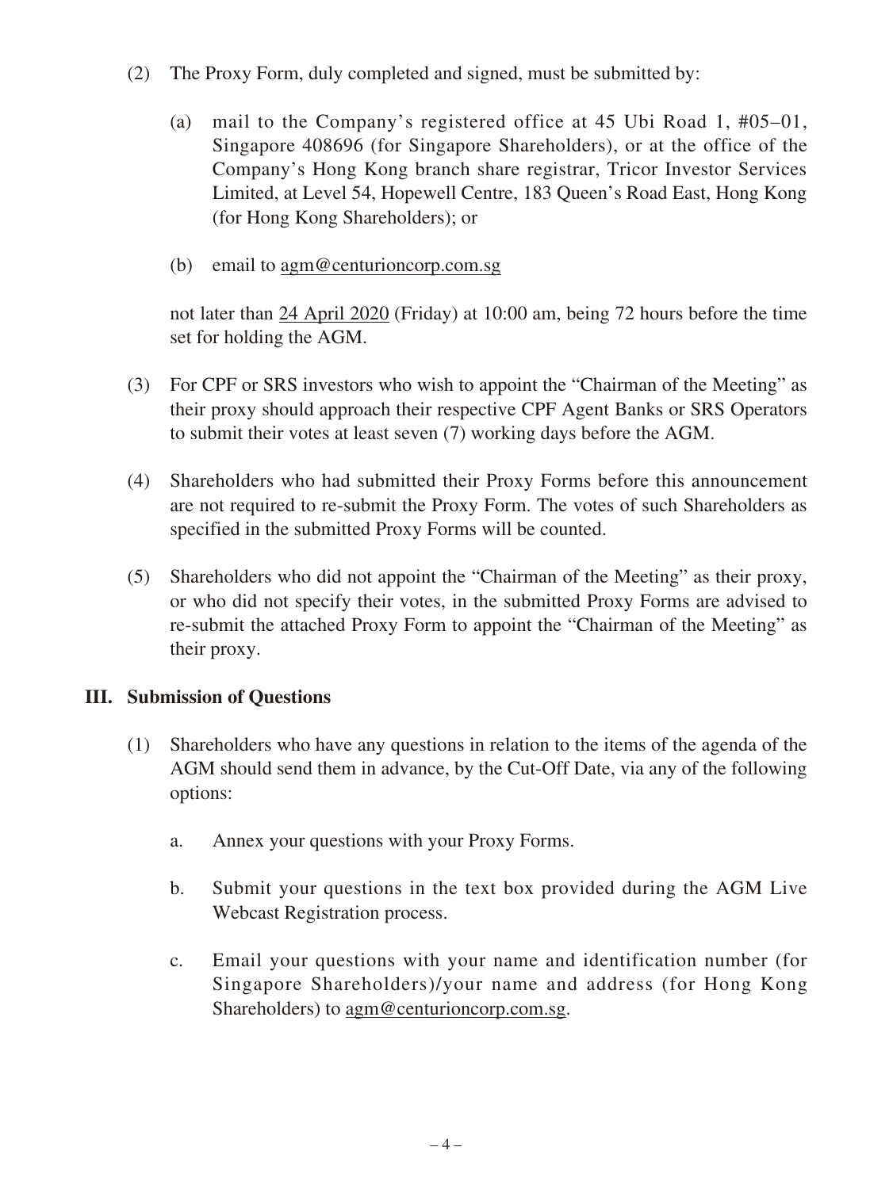(2) The Proxy Form, duly completed and signed, must be submitted by:

   (a) mail to the Company's registered office at 45 Ubi Road 1, #05–01, Singapore 408696 (for Singapore Shareholders), or at the office of the Company's Hong Kong branch share registrar, Tricor Investor Services Limited, at Level 54, Hopewell Centre, 183 Queen's Road East, Hong Kong (for Hong Kong Shareholders); or

   (b) email to agm@centurioncorp.com.sg

   not later than 24 April 2020 (Friday) at 10:00 am, being 72 hours before the time set for holding the AGM.

(3) For CPF or SRS investors who wish to appoint the "Chairman of the Meeting" as their proxy should approach their respective CPF Agent Banks or SRS Operators to submit their votes at least seven (7) working days before the AGM.

(4) Shareholders who had submitted their Proxy Forms before this announcement are not required to re-submit the Proxy Form. The votes of such Shareholders as specified in the submitted Proxy Forms will be counted.

(5) Shareholders who did not appoint the "Chairman of the Meeting" as their proxy, or who did not specify their votes, in the submitted Proxy Forms are advised to re-submit the attached Proxy Form to appoint the "Chairman of the Meeting" as their proxy.

## III. Submission of Questions

(1) Shareholders who have any questions in relation to the items of the agenda of the AGM should send them in advance, by the Cut-Off Date, via any of the following options:

   a. Annex your questions with your Proxy Forms.

   b. Submit your questions in the text box provided during the AGM Live Webcast Registration process.

   c. Email your questions with your name and identification number (for Singapore Shareholders)/your name and address (for Hong Kong Shareholders) to agm@centurioncorp.com.sg.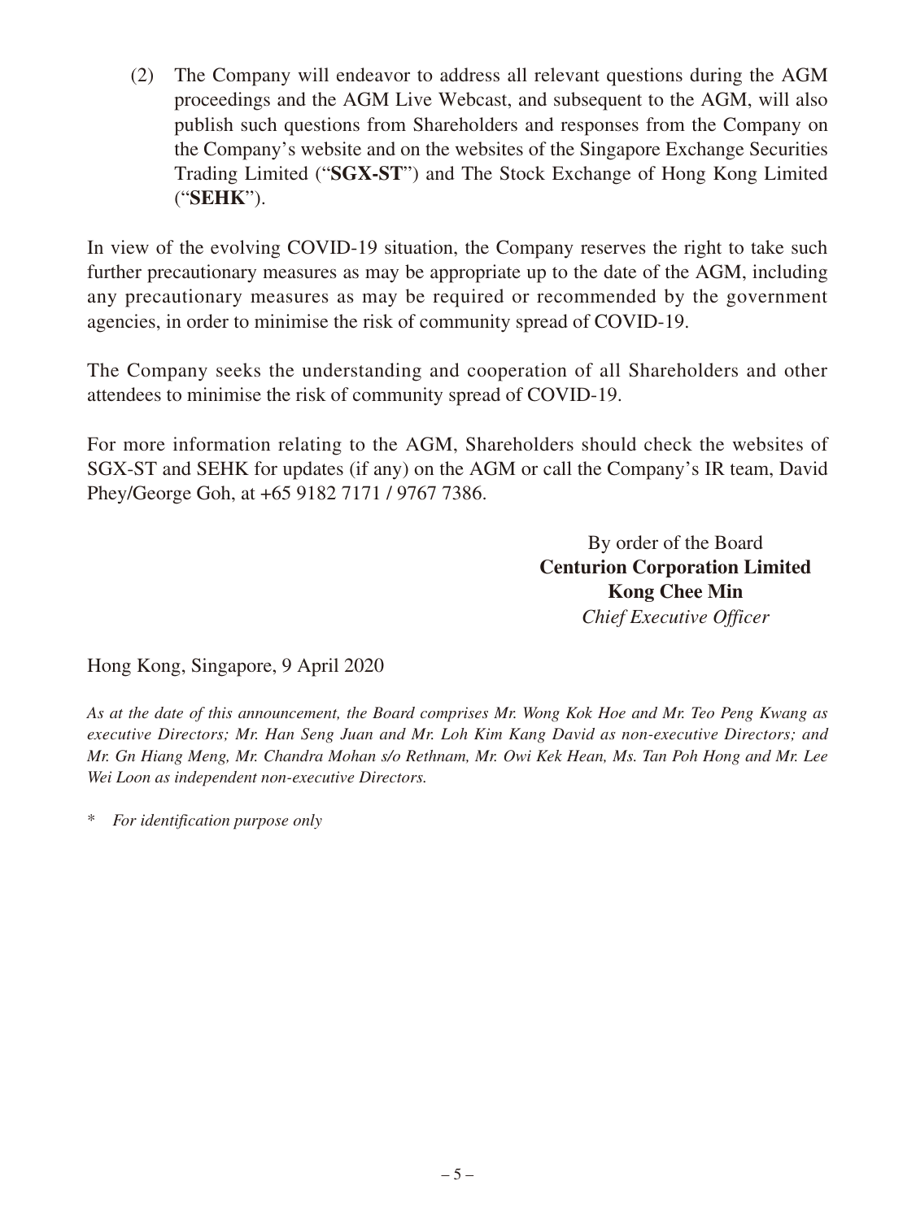(2) The Company will endeavor to address all relevant questions during the AGM proceedings and the AGM Live Webcast, and subsequent to the AGM, will also publish such questions from Shareholders and responses from the Company on the Company's website and on the websites of the Singapore Exchange Securities Trading Limited ("**SGX-ST**") and The Stock Exchange of Hong Kong Limited ("**SEHK**").

In view of the evolving COVID-19 situation, the Company reserves the right to take such further precautionary measures as may be appropriate up to the date of the AGM, including any precautionary measures as may be required or recommended by the government agencies, in order to minimise the risk of community spread of COVID-19.

The Company seeks the understanding and cooperation of all Shareholders and other attendees to minimise the risk of community spread of COVID-19.

For more information relating to the AGM, Shareholders should check the websites of SGX-ST and SEHK for updates (if any) on the AGM or call the Company's IR team, David Phey/George Goh, at +65 9182 7171 / 9767 7386.

By order of the Board
**Centurion Corporation Limited**
**Kong Chee Min**
*Chief Executive Officer*

Hong Kong, Singapore, 9 April 2020

*As at the date of this announcement, the Board comprises Mr. Wong Kok Hoe and Mr. Teo Peng Kwang as executive Directors; Mr. Han Seng Juan and Mr. Loh Kim Kang David as non-executive Directors; and Mr. Gn Hiang Meng, Mr. Chandra Mohan s/o Rethnam, Mr. Owi Kek Hean, Ms. Tan Poh Hong and Mr. Lee Wei Loon as independent non-executive Directors.*

\* *For identification purpose only*